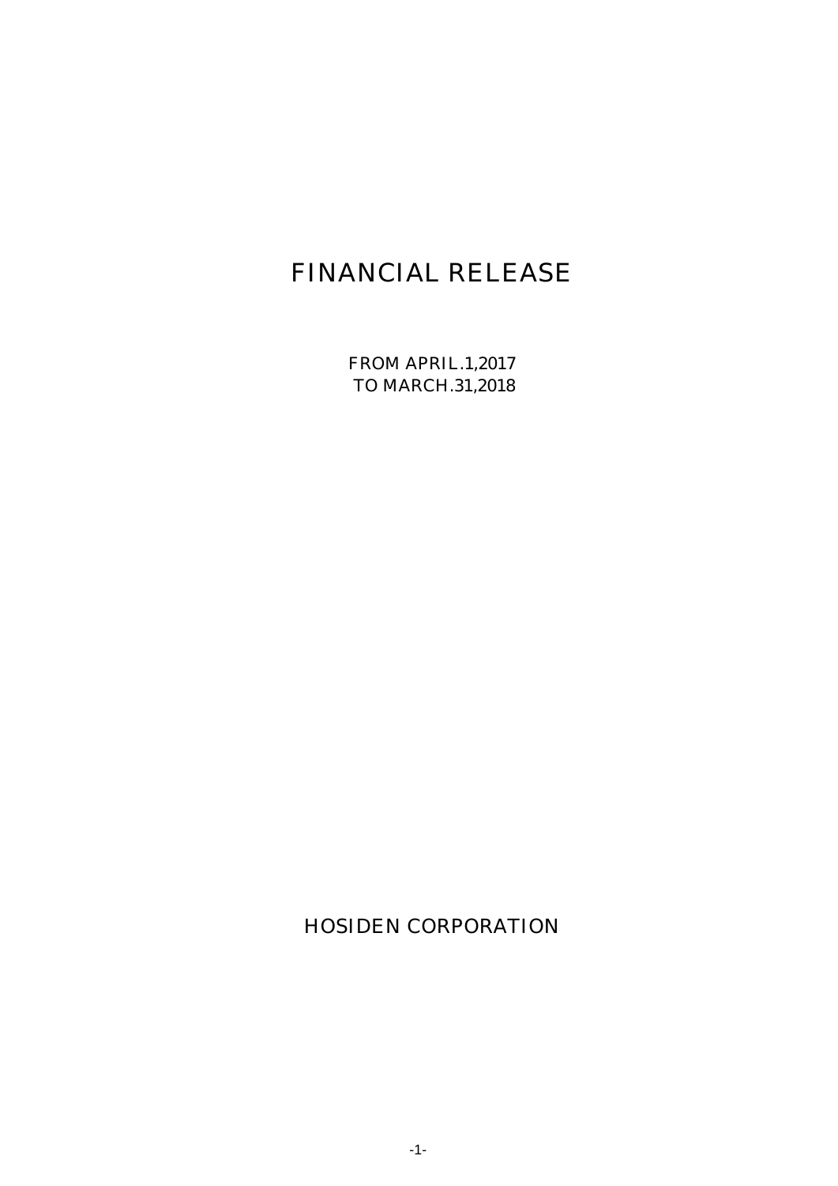# FINANCIAL RELEASE

FROM APRIL.1,2017
TO MARCH.31,2018

HOSIDEN CORPORATION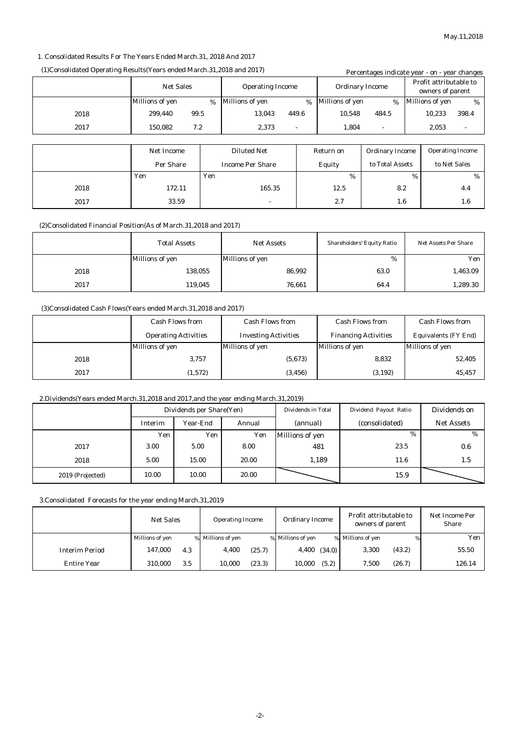May.11,2018

1. Consolidated Results For The Years Ended March.31, 2018 And 2017

(1)Consolidated Operating Results(Years ended March.31,2018 and 2017)

Percentages indicate year - on - year changes

| | Net Sales | | Operating Income | | Ordinary Income | | Profit attributable to owners of parent | |
|---|---|---|---|---|---|---|---|---|
| | Millions of yen | % | Millions of yen | % | Millions of yen | % | Millions of yen | % |
| 2018 | 299,440 | 99.5 | 13,043 | 449.6 | 10,548 | 484.5 | 10,233 | 398.4 |
| 2017 | 150,082 | 7.2 | 2,373 | - | 1,804 | - | 2,053 | - |

| | Net Income Per Share | Diluted Net Income Per Share | Return on Equity | Ordinary Income to Total Assets | Operating Income to Net Sales |
|---|---|---|---|---|---|
| | Yen | Yen | % | % | % |
| 2018 | 172.11 | 165.35 | 12.5 | 8.2 | 4.4 |
| 2017 | 33.59 | - | 2.7 | 1.6 | 1.6 |

(2)Consolidated Financial Position(As of March.31,2018 and 2017)

| | Total Assets | Net Assets | Shareholders' Equity Ratio | Net Assets Per Share |
|---|---|---|---|---|
| | Millions of yen | Millions of yen | % | Yen |
| 2018 | 138,055 | 86,992 | 63.0 | 1,463.09 |
| 2017 | 119,045 | 76,661 | 64.4 | 1,289.30 |

(3)Consolidated Cash Flows(Years ended March.31,2018 and 2017)

| | Cash Flows from Operating Activities | Cash Flows from Investing Activities | Cash Flows from Financing Activities | Cash Flows from Equivalents (FY End) |
|---|---|---|---|---|
| | Millions of yen | Millions of yen | Millions of yen | Millions of yen |
| 2018 | 3,757 | (5,673) | 8,832 | 52,405 |
| 2017 | (1,572) | (3,456) | (3,192) | 45,457 |

2.Dividends(Years ended March.31,2018 and 2017,and the year ending March.31,2019)

| | Dividends per Share(Yen) | | | Dividends in Total | Dividend Payout Ratio | Dividends on |
|---|---|---|---|---|---|---|
| | Interim | Year-End | Annual | (annual) | (consolidated) | Net Assets |
| | Yen | Yen | Yen | Millions of yen | % | % |
| 2017 | 3.00 | 5.00 | 8.00 | 481 | 23.5 | 0.6 |
| 2018 | 5.00 | 15.00 | 20.00 | 1,189 | 11.6 | 1.5 |
| 2019 (Projected) | 10.00 | 10.00 | 20.00 | | 15.9 | |

3.Consolidated Forecasts for the year ending March.31,2019

| | Net Sales | | Operating Income | | Ordinary Income | | Profit attributable to owners of parent | | Net Income Per Share |
|---|---|---|---|---|---|---|---|---|---|
| | Millions of yen | % | Millions of yen | % | Millions of yen | % | Millions of yen | % | Yen |
| Interim Period | 147,000 | 4.3 | 4,400 | (25.7) | 4,400 | (34.0) | 3,300 | (43.2) | 55.50 |
| Entire Year | 310,000 | 3.5 | 10,000 | (23.3) | 10,000 | (5.2) | 7,500 | (26.7) | 126.14 |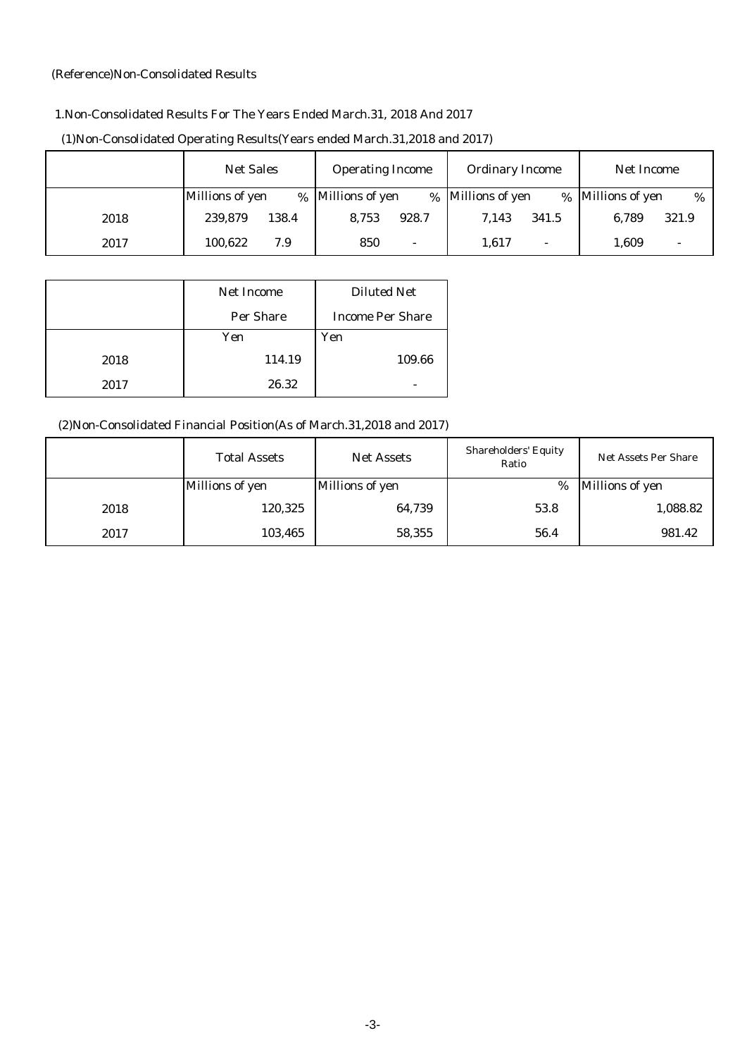(Reference)Non-Consolidated Results

1.Non-Consolidated Results For The Years Ended March.31, 2018 And 2017

(1)Non-Consolidated Operating Results(Years ended March.31,2018 and 2017)

| | Net Sales | | Operating Income | | Ordinary Income | | Net Income | |
|---|---|---|---|---|---|---|---|---|
| | Millions of yen | % | Millions of yen | % | Millions of yen | % | Millions of yen | % |
| 2018 | 239,879 | 138.4 | 8,753 | 928.7 | 7,143 | 341.5 | 6,789 | 321.9 |
| 2017 | 100,622 | 7.9 | 850 | - | 1,617 | - | 1,609 | - |

| | Net Income Per Share | Diluted Net Income Per Share |
|---|---|---|
| | Yen | Yen |
| 2018 | 114.19 | 109.66 |
| 2017 | 26.32 | - |

(2)Non-Consolidated Financial Position(As of March.31,2018 and 2017)

| | Total Assets | Net Assets | Shareholders' Equity Ratio | Net Assets Per Share |
|---|---|---|---|---|
| | Millions of yen | Millions of yen | % | Millions of yen |
| 2018 | 120,325 | 64,739 | 53.8 | 1,088.82 |
| 2017 | 103,465 | 58,355 | 56.4 | 981.42 |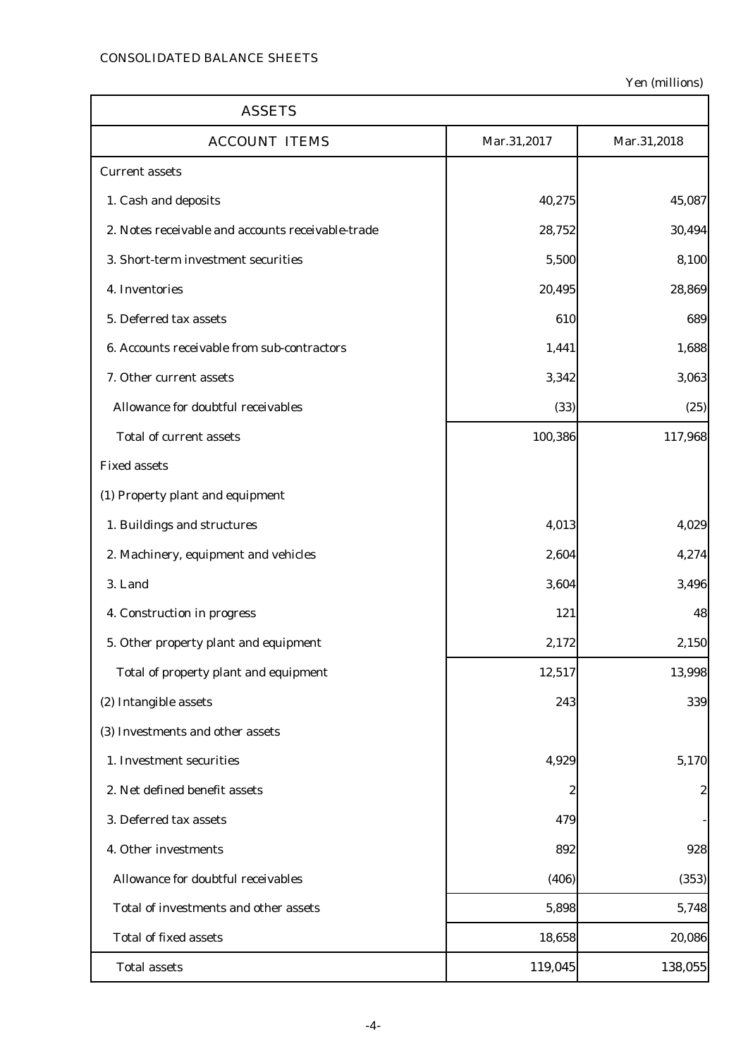CONSOLIDATED BALANCE SHEETS

Yen (millions)

| ASSETS | | |
|---|---|---|
| ACCOUNT ITEMS | Mar.31,2017 | Mar.31,2018 |
| Current assets | | |
| 1. Cash and deposits | 40,275 | 45,087 |
| 2. Notes receivable and accounts receivable-trade | 28,752 | 30,494 |
| 3. Short-term investment securities | 5,500 | 8,100 |
| 4. Inventories | 20,495 | 28,869 |
| 5. Deferred tax assets | 610 | 689 |
| 6. Accounts receivable from sub-contractors | 1,441 | 1,688 |
| 7. Other current assets | 3,342 | 3,063 |
| Allowance for doubtful receivables | (33) | (25) |
| Total of current assets | 100,386 | 117,968 |
| Fixed assets | | |
| (1) Property plant and equipment | | |
| 1. Buildings and structures | 4,013 | 4,029 |
| 2. Machinery, equipment and vehicles | 2,604 | 4,274 |
| 3. Land | 3,604 | 3,496 |
| 4. Construction in progress | 121 | 48 |
| 5. Other property plant and equipment | 2,172 | 2,150 |
| Total of property plant and equipment | 12,517 | 13,998 |
| (2) Intangible assets | 243 | 339 |
| (3) Investments and other assets | | |
| 1. Investment securities | 4,929 | 5,170 |
| 2. Net defined benefit assets | 2 | 2 |
| 3. Deferred tax assets | 479 | - |
| 4. Other investments | 892 | 928 |
| Allowance for doubtful receivables | (406) | (353) |
| Total of investments and other assets | 5,898 | 5,748 |
| Total of fixed assets | 18,658 | 20,086 |
| Total assets | 119,045 | 138,055 |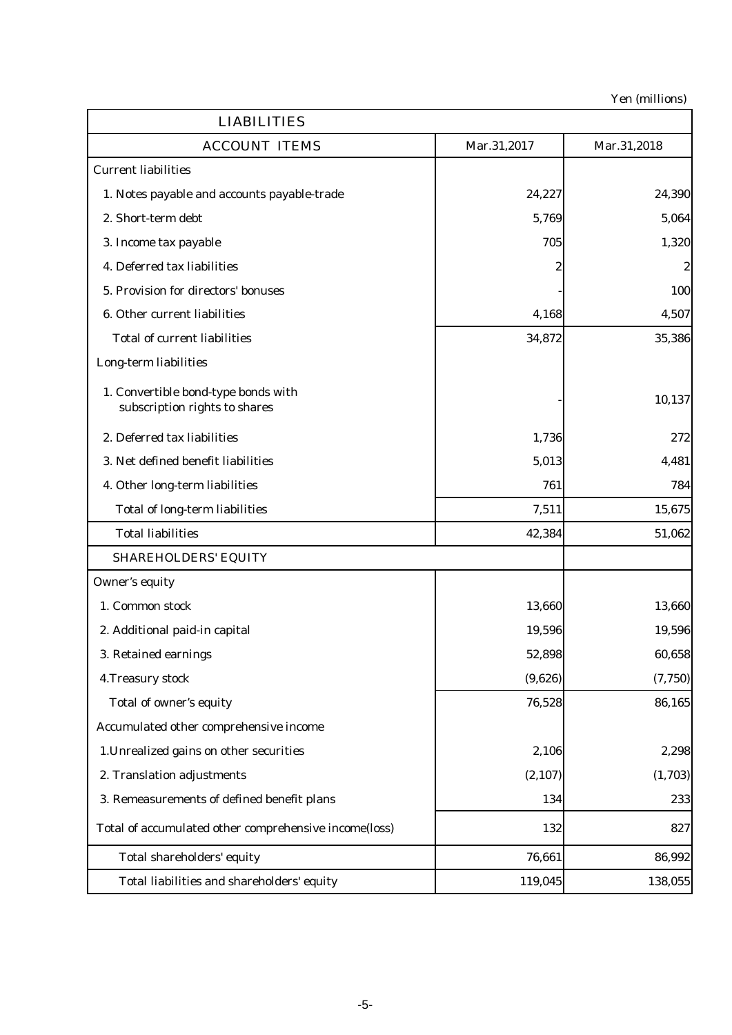Yen (millions)

| LIABILITIES | | |
|---|---|---|
| ACCOUNT ITEMS | Mar.31,2017 | Mar.31,2018 |
| Current liabilities | | |
| 1. Notes payable and accounts payable-trade | 24,227 | 24,390 |
| 2. Short-term debt | 5,769 | 5,064 |
| 3. Income tax payable | 705 | 1,320 |
| 4. Deferred tax liabilities | 2 | 2 |
| 5. Provision for directors' bonuses | - | 100 |
| 6. Other current liabilities | 4,168 | 4,507 |
| Total of current liabilities | 34,872 | 35,386 |
| Long-term liabilities | | |
| 1. Convertible bond-type bonds with subscription rights to shares | - | 10,137 |
| 2. Deferred tax liabilities | 1,736 | 272 |
| 3. Net defined benefit liabilities | 5,013 | 4,481 |
| 4. Other long-term liabilities | 761 | 784 |
| Total of long-term liabilities | 7,511 | 15,675 |
| Total liabilities | 42,384 | 51,062 |
| SHAREHOLDERS' EQUITY | | |
| Owner's equity | | |
| 1. Common stock | 13,660 | 13,660 |
| 2. Additional paid-in capital | 19,596 | 19,596 |
| 3. Retained earnings | 52,898 | 60,658 |
| 4.Treasury stock | (9,626) | (7,750) |
| Total of owner's equity | 76,528 | 86,165 |
| Accumulated other comprehensive income | | |
| 1.Unrealized gains on other securities | 2,106 | 2,298 |
| 2. Translation adjustments | (2,107) | (1,703) |
| 3. Remeasurements of defined benefit plans | 134 | 233 |
| Total of accumulated other comprehensive income(loss) | 132 | 827 |
| Total shareholders' equity | 76,661 | 86,992 |
| Total liabilities and shareholders' equity | 119,045 | 138,055 |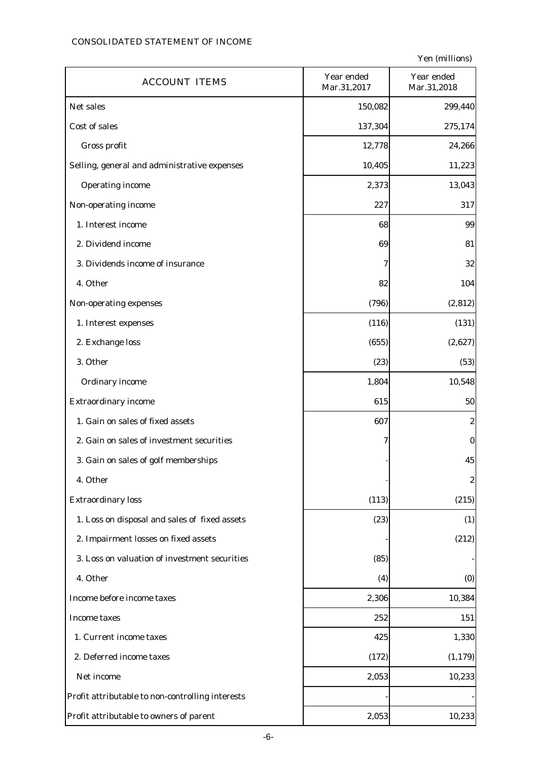CONSOLIDATED STATEMENT OF INCOME

Yen (millions)

| ACCOUNT ITEMS | Year ended Mar.31,2017 | Year ended Mar.31,2018 |
|---|---|---|
| Net sales | 150,082 | 299,440 |
| Cost of sales | 137,304 | 275,174 |
| Gross profit | 12,778 | 24,266 |
| Selling, general and administrative expenses | 10,405 | 11,223 |
| Operating income | 2,373 | 13,043 |
| Non-operating income | 227 | 317 |
| 1. Interest income | 68 | 99 |
| 2. Dividend income | 69 | 81 |
| 3. Dividends income of insurance | 7 | 32 |
| 4. Other | 82 | 104 |
| Non-operating expenses | (796) | (2,812) |
| 1. Interest expenses | (116) | (131) |
| 2. Exchange loss | (655) | (2,627) |
| 3. Other | (23) | (53) |
| Ordinary income | 1,804 | 10,548 |
| Extraordinary income | 615 | 50 |
| 1. Gain on sales of fixed assets | 607 | 2 |
| 2. Gain on sales of investment securities | 7 | 0 |
| 3. Gain on sales of golf memberships | - | 45 |
| 4. Other | - | 2 |
| Extraordinary loss | (113) | (215) |
| 1. Loss on disposal and sales of fixed assets | (23) | (1) |
| 2. Impairment losses on fixed assets | - | (212) |
| 3. Loss on valuation of investment securities | (85) | - |
| 4. Other | (4) | (0) |
| Income before income taxes | 2,306 | 10,384 |
| Income taxes | 252 | 151 |
| 1. Current income taxes | 425 | 1,330 |
| 2. Deferred income taxes | (172) | (1,179) |
| Net income | 2,053 | 10,233 |
| Profit attributable to non-controlling interests | - | - |
| Profit attributable to owners of parent | 2,053 | 10,233 |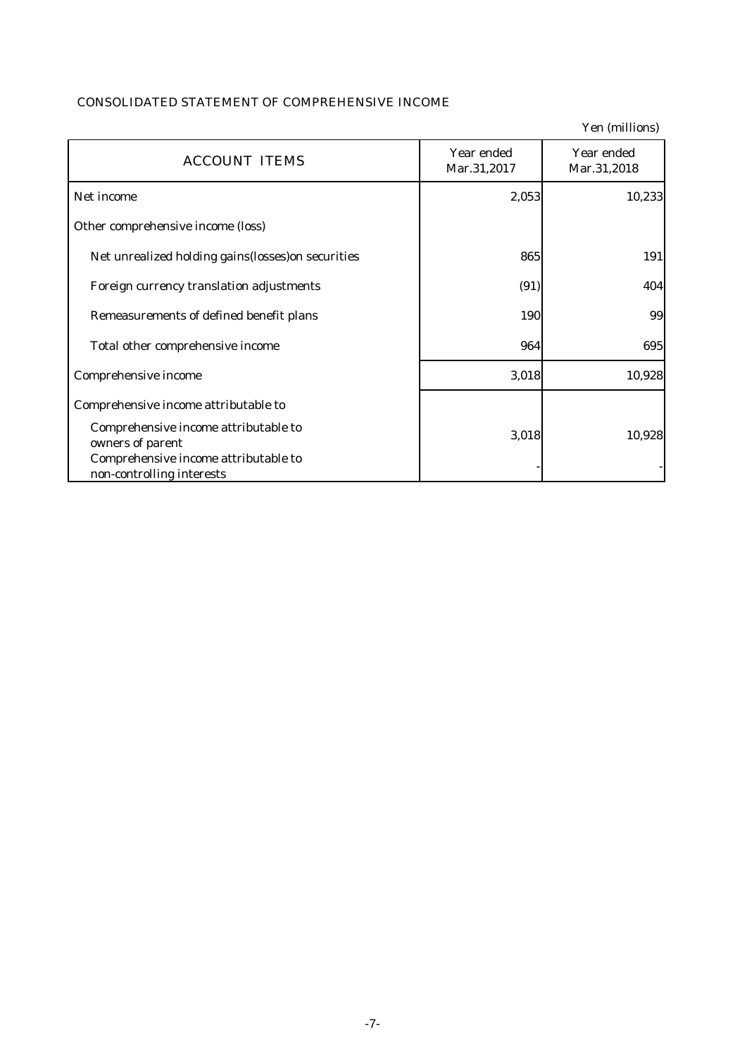## CONSOLIDATED STATEMENT OF COMPREHENSIVE INCOME

Yen (millions)

| ACCOUNT ITEMS | Year ended Mar.31,2017 | Year ended Mar.31,2018 |
|---|---|---|
| Net income | 2,053 | 10,233 |
| Other comprehensive income (loss) | | |
| Net unrealized holding gains(losses)on securities | 865 | 191 |
| Foreign currency translation adjustments | (91) | 404 |
| Remeasurements of defined benefit plans | 190 | 99 |
| Total other comprehensive income | 964 | 695 |
| Comprehensive income | 3,018 | 10,928 |
| Comprehensive income attributable to | | |
| Comprehensive income attributable to owners of parent | 3,018 | 10,928 |
| Comprehensive income attributable to non-controlling interests | - | - |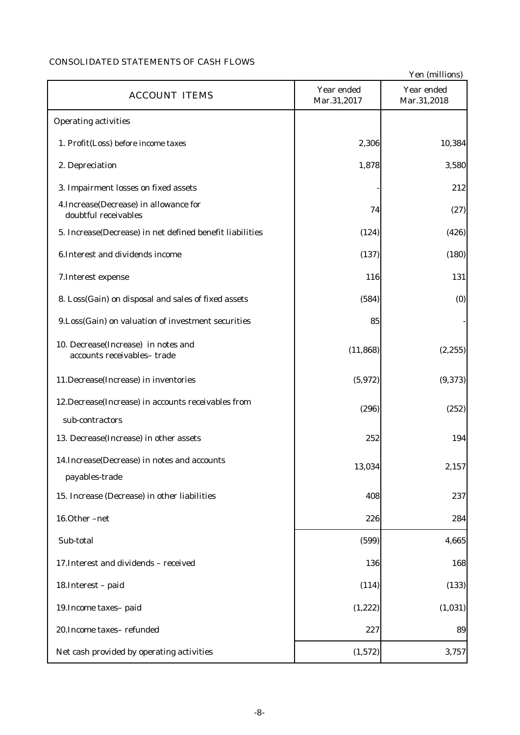## CONSOLIDATED STATEMENTS OF CASH FLOWS

Yen (millions)

| ACCOUNT ITEMS | Year ended Mar.31,2017 | Year ended Mar.31,2018 |
|---|---|---|
| Operating activities | | |
| 1. Profit(Loss) before income taxes | 2,306 | 10,384 |
| 2. Depreciation | 1,878 | 3,580 |
| 3. Impairment losses on fixed assets | - | 212 |
| 4.Increase(Decrease) in allowance for doubtful receivables | 74 | (27) |
| 5. Increase(Decrease) in net defined benefit liabilities | (124) | (426) |
| 6.Interest and dividends income | (137) | (180) |
| 7.Interest expense | 116 | 131 |
| 8. Loss(Gain) on disposal and sales of fixed assets | (584) | (0) |
| 9.Loss(Gain) on valuation of investment securities | 85 | - |
| 10. Decrease(Increase) in notes and accounts receivables– trade | (11,868) | (2,255) |
| 11.Decrease(Increase) in inventories | (5,972) | (9,373) |
| 12.Decrease(Increase) in accounts receivables from sub-contractors | (296) | (252) |
| 13. Decrease(Increase) in other assets | 252 | 194 |
| 14.Increase(Decrease) in notes and accounts payables-trade | 13,034 | 2,157 |
| 15. Increase (Decrease) in other liabilities | 408 | 237 |
| 16.Other –net | 226 | 284 |
| Sub-total | (599) | 4,665 |
| 17.Interest and dividends – received | 136 | 168 |
| 18.Interest – paid | (114) | (133) |
| 19.Income taxes– paid | (1,222) | (1,031) |
| 20.Income taxes– refunded | 227 | 89 |
| Net cash provided by operating activities | (1,572) | 3,757 |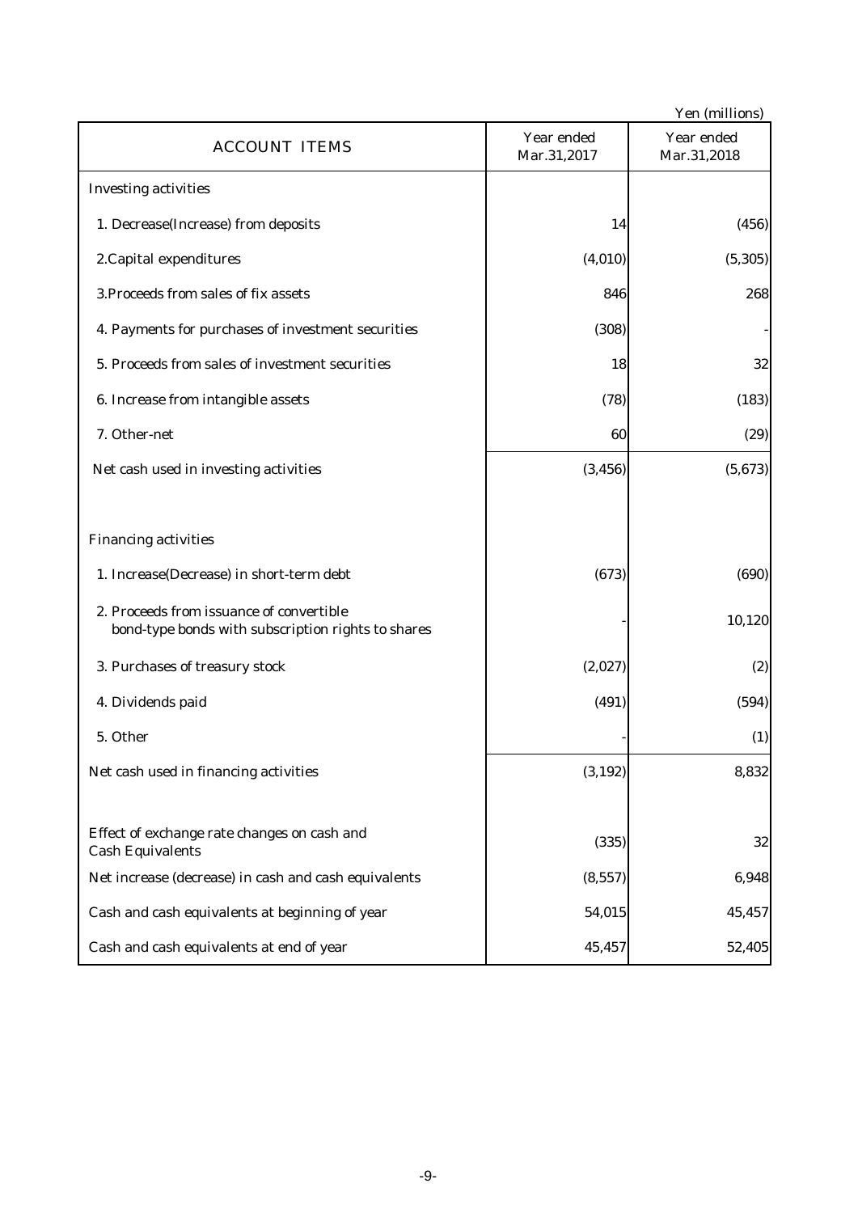Yen (millions)

| ACCOUNT ITEMS | Year ended Mar.31,2017 | Year ended Mar.31,2018 |
|---|---|---|
| Investing activities | | |
| 1. Decrease(Increase) from deposits | 14 | (456) |
| 2.Capital expenditures | (4,010) | (5,305) |
| 3.Proceeds from sales of fix assets | 846 | 268 |
| 4. Payments for purchases of investment securities | (308) | - |
| 5. Proceeds from sales of investment securities | 18 | 32 |
| 6. Increase from intangible assets | (78) | (183) |
| 7. Other-net | 60 | (29) |
| Net cash used in investing activities | (3,456) | (5,673) |
| | | |
| Financing activities | | |
| 1. Increase(Decrease) in short-term debt | (673) | (690) |
| 2. Proceeds from issuance of convertible bond-type bonds with subscription rights to shares | - | 10,120 |
| 3. Purchases of treasury stock | (2,027) | (2) |
| 4. Dividends paid | (491) | (594) |
| 5. Other | - | (1) |
| Net cash used in financing activities | (3,192) | 8,832 |
| | | |
| Effect of exchange rate changes on cash and Cash Equivalents | (335) | 32 |
| Net increase (decrease) in cash and cash equivalents | (8,557) | 6,948 |
| Cash and cash equivalents at beginning of year | 54,015 | 45,457 |
| Cash and cash equivalents at end of year | 45,457 | 52,405 |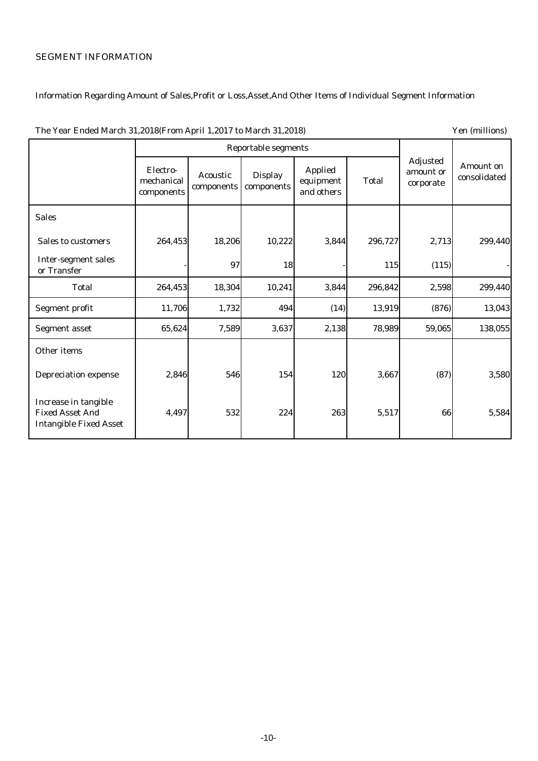SEGMENT INFORMATION

Information Regarding Amount of Sales,Profit or Loss,Asset,And Other Items of Individual Segment Information

The Year Ended March 31,2018(From April 1,2017 to March 31,2018) Yen (millions)

| | Reportable segments | | | | | Adjusted amount or corporate | Amount on consolidated |
|---|---|---|---|---|---|---|---|
| | Electro-mechanical components | Acoustic components | Display components | Applied equipment and others | Total | | |
| Sales | | | | | | | |
| Sales to customers | 264,453 | 18,206 | 10,222 | 3,844 | 296,727 | 2,713 | 299,440 |
| Inter-segment sales or Transfer | - | 97 | 18 | - | 115 | (115) | - |
| Total | 264,453 | 18,304 | 10,241 | 3,844 | 296,842 | 2,598 | 299,440 |
| Segment profit | 11,706 | 1,732 | 494 | (14) | 13,919 | (876) | 13,043 |
| Segment asset | 65,624 | 7,589 | 3,637 | 2,138 | 78,989 | 59,065 | 138,055 |
| Other items | | | | | | | |
| Depreciation expense | 2,846 | 546 | 154 | 120 | 3,667 | (87) | 3,580 |
| Increase in tangible Fixed Asset And Intangible Fixed Asset | 4,497 | 532 | 224 | 263 | 5,517 | 66 | 5,584 |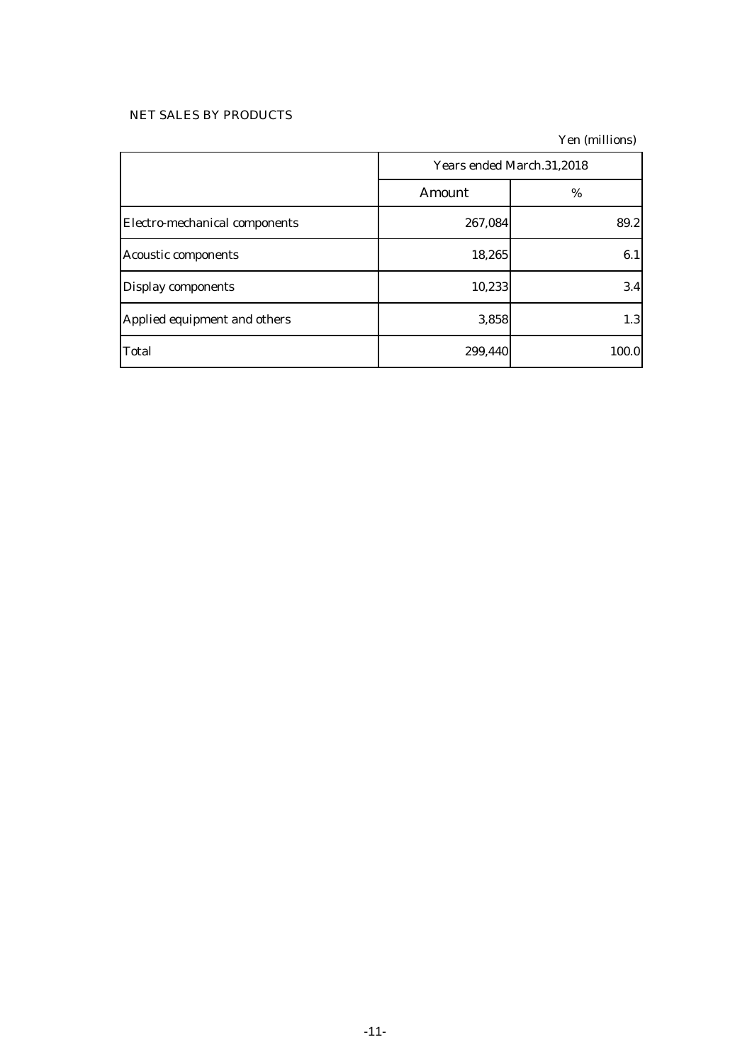NET SALES BY PRODUCTS

Yen (millions)

| | Years ended March.31,2018 | |
|---|---|---|
| | Amount | % |
| Electro-mechanical components | 267,084 | 89.2 |
| Acoustic components | 18,265 | 6.1 |
| Display components | 10,233 | 3.4 |
| Applied equipment and others | 3,858 | 1.3 |
| Total | 299,440 | 100.0 |